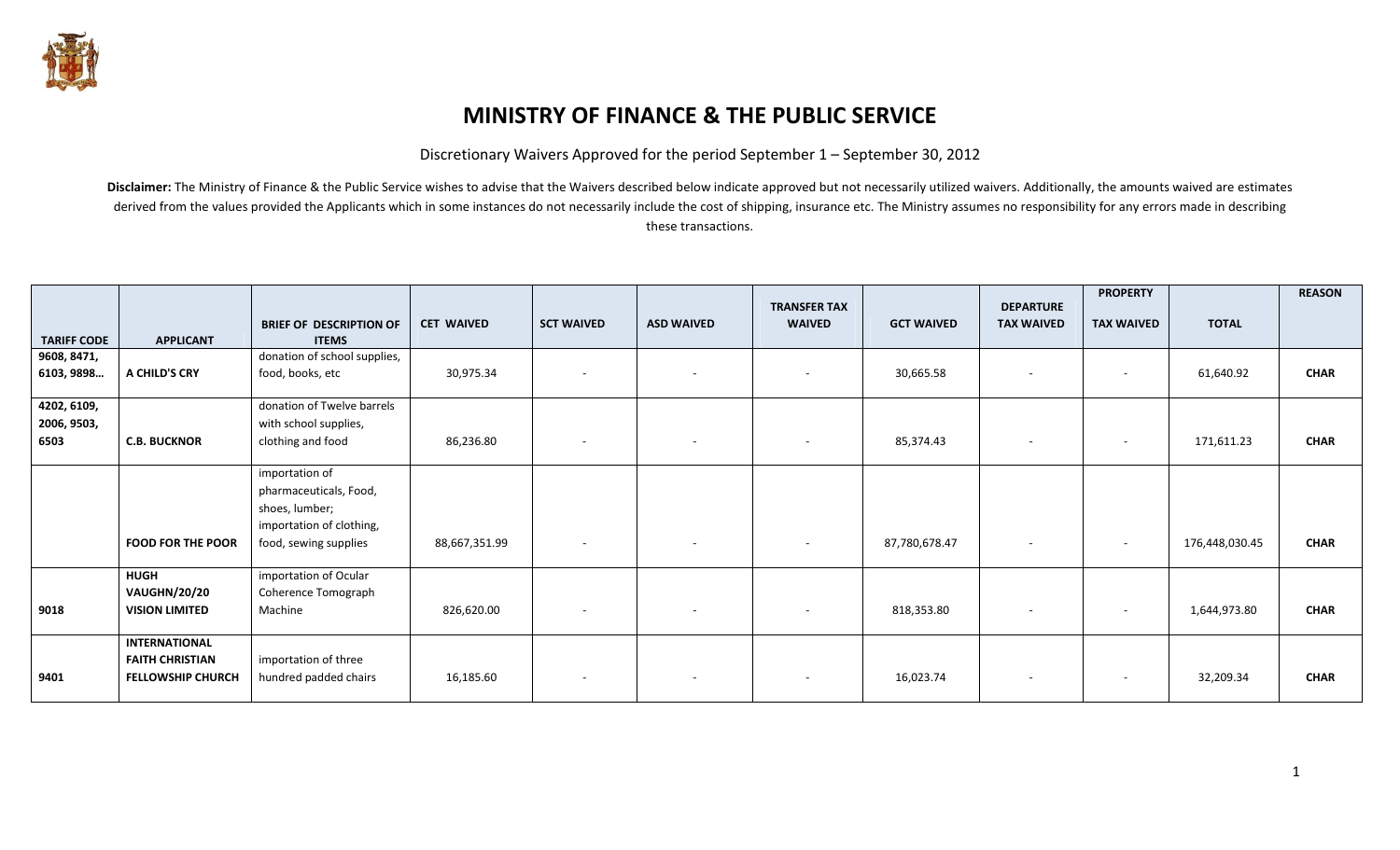# MINISTRY OF FINANCE & THE PUBLIC SERVICE

Discretionary Waivers Approved for the period September 1 – September 30, 2012

**Disclaimer:** The Ministry of Finance & the Public Service wishes to advise that the Waivers described below indicate approved but not necessarily utilized waivers. Additionally, the amounts waived are estimates derived from the values provided the Applicants which in some instances do not necessarily include the cost of shipping, insurance etc. The Ministry assumes no responsibility for any errors made in describing these transactions.

| TARIFF CODE | APPLICANT | BRIEF OF DESCRIPTION OF ITEMS | CET WAIVED | SCT WAIVED | ASD WAIVED | TRANSFER TAX WAIVED | GCT WAIVED | DEPARTURE TAX WAIVED | PROPERTY TAX WAIVED | TOTAL | REASON |
|---|---|---|---|---|---|---|---|---|---|---|---|
| 9608, 8471, 6103, 9898… | **A CHILD'S CRY** | donation of school supplies, food, books, etc | 30,975.34 | - | - | - | 30,665.58 | - | - | 61,640.92 | **CHAR** |
| 4202, 6109, 2006, 9503, 6503 | **C.B. BUCKNOR** | donation of Twelve barrels with school supplies, clothing and food | 86,236.80 | - | - | - | 85,374.43 | - | - | 171,611.23 | **CHAR** |
| | **FOOD FOR THE POOR** | importation of pharmaceuticals, Food, shoes, lumber; importation of clothing, food, sewing supplies | 88,667,351.99 | - | - | - | 87,780,678.47 | - | - | 176,448,030.45 | **CHAR** |
| 9018 | **HUGH VAUGHN/20/20 VISION LIMITED** | importation of Ocular Coherence Tomograph Machine | 826,620.00 | - | - | - | 818,353.80 | - | - | 1,644,973.80 | **CHAR** |
| 9401 | **INTERNATIONAL FAITH CHRISTIAN FELLOWSHIP CHURCH** | importation of three hundred padded chairs | 16,185.60 | - | - | - | 16,023.74 | - | - | 32,209.34 | **CHAR** |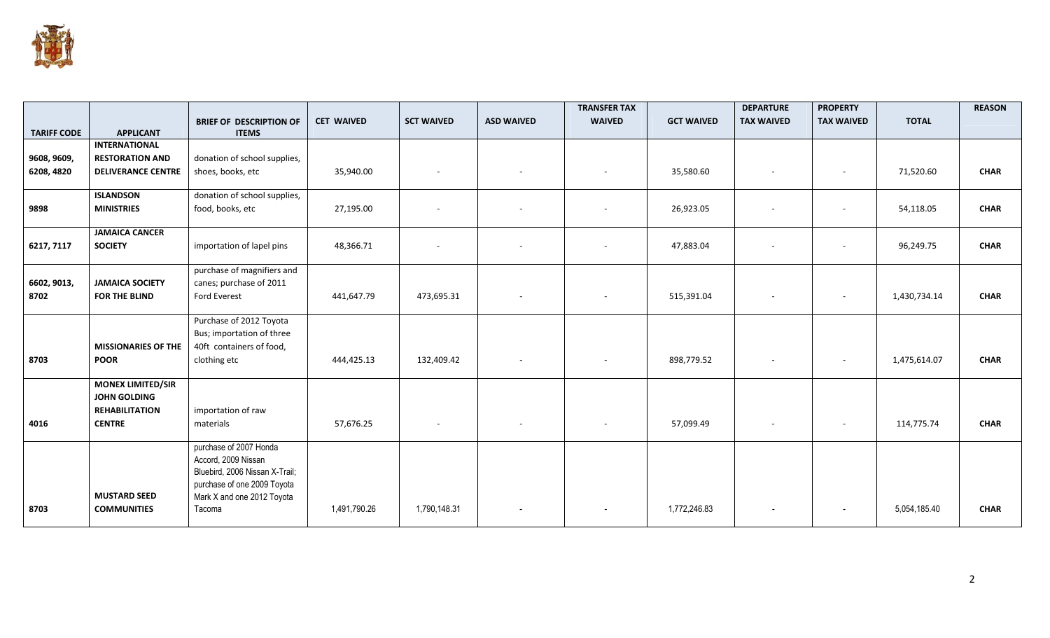| TARIFF CODE | APPLICANT | BRIEF OF DESCRIPTION OF ITEMS | CET WAIVED | SCT WAIVED | ASD WAIVED | TRANSFER TAX WAIVED | GCT WAIVED | DEPARTURE TAX WAIVED | PROPERTY TAX WAIVED | TOTAL | REASON |
|---|---|---|---|---|---|---|---|---|---|---|---|
| 9608, 9609, 6208, 4820 | INTERNATIONAL RESTORATION AND DELIVERANCE CENTRE | donation of school supplies, shoes, books, etc | 35,940.00 | - | - | - | 35,580.60 | - | - | 71,520.60 | CHAR |
| 9898 | ISLANDSON MINISTRIES | donation of school supplies, food, books, etc | 27,195.00 | - | - | - | 26,923.05 | - | - | 54,118.05 | CHAR |
| 6217, 7117 | JAMAICA CANCER SOCIETY | importation of lapel pins | 48,366.71 | - | - | - | 47,883.04 | - | - | 96,249.75 | CHAR |
| 6602, 9013, 8702 | JAMAICA SOCIETY FOR THE BLIND | purchase of magnifiers and canes; purchase of 2011 Ford Everest | 441,647.79 | 473,695.31 | - | - | 515,391.04 | - | - | 1,430,734.14 | CHAR |
| 8703 | MISSIONARIES OF THE POOR | Purchase of 2012 Toyota Bus; importation of three 40ft containers of food, clothing etc | 444,425.13 | 132,409.42 | - | - | 898,779.52 | - | - | 1,475,614.07 | CHAR |
| 4016 | MONEX LIMITED/SIR JOHN GOLDING REHABILITATION CENTRE | importation of raw materials | 57,676.25 | - | - | - | 57,099.49 | - | - | 114,775.74 | CHAR |
| 8703 | MUSTARD SEED COMMUNITIES | purchase of 2007 Honda Accord, 2009 Nissan Bluebird, 2006 Nissan X-Trail; purchase of one 2009 Toyota Mark X and one 2012 Toyota Tacoma | 1,491,790.26 | 1,790,148.31 | - | - | 1,772,246.83 | - | - | 5,054,185.40 | CHAR |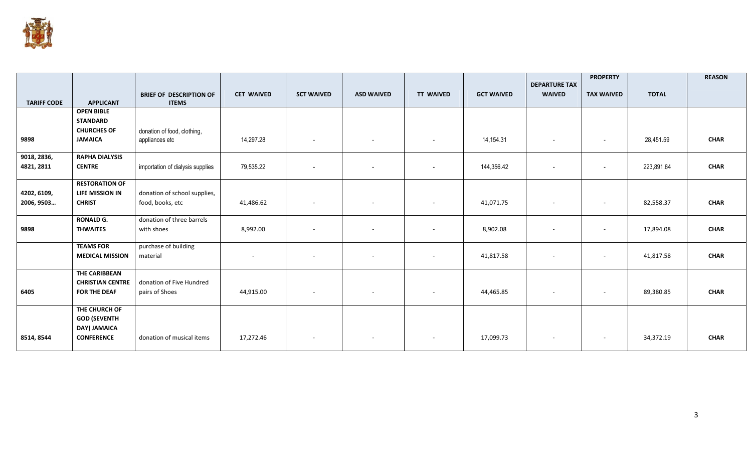| TARIFF CODE | APPLICANT | BRIEF OF DESCRIPTION OF ITEMS | CET WAIVED | SCT WAIVED | ASD WAIVED | TT WAIVED | GCT WAIVED | DEPARTURE TAX WAIVED | PROPERTY TAX WAIVED | TOTAL | REASON |
|---|---|---|---|---|---|---|---|---|---|---|---|
| 9898 | **OPEN BIBLE STANDARD CHURCHES OF JAMAICA** | donation of food, clothing, appliances etc | 14,297.28 | - | - | - | 14,154.31 | - | - | 28,451.59 | **CHAR** |
| 9018, 2836, 4821, 2811 | **RAPHA DIALYSIS CENTRE** | importation of dialysis supplies | 79,535.22 | - | - | - | 144,356.42 | - | - | 223,891.64 | **CHAR** |
| 4202, 6109, 2006, 9503… | **RESTORATION OF LIFE MISSION IN CHRIST** | donation of school supplies, food, books, etc | 41,486.62 | - | - | - | 41,071.75 | - | - | 82,558.37 | **CHAR** |
| 9898 | **RONALD G. THWAITES** | donation of three barrels with shoes | 8,992.00 | - | - | - | 8,902.08 | - | - | 17,894.08 | **CHAR** |
| | **TEAMS FOR MEDICAL MISSION** | purchase of building material | - | - | - | - | 41,817.58 | - | - | 41,817.58 | **CHAR** |
| 6405 | **THE CARIBBEAN CHRISTIAN CENTRE FOR THE DEAF** | donation of Five Hundred pairs of Shoes | 44,915.00 | - | - | - | 44,465.85 | - | - | 89,380.85 | **CHAR** |
| 8514, 8544 | **THE CHURCH OF GOD (SEVENTH DAY) JAMAICA CONFERENCE** | donation of musical items | 17,272.46 | - | - | - | 17,099.73 | - | - | 34,372.19 | **CHAR** |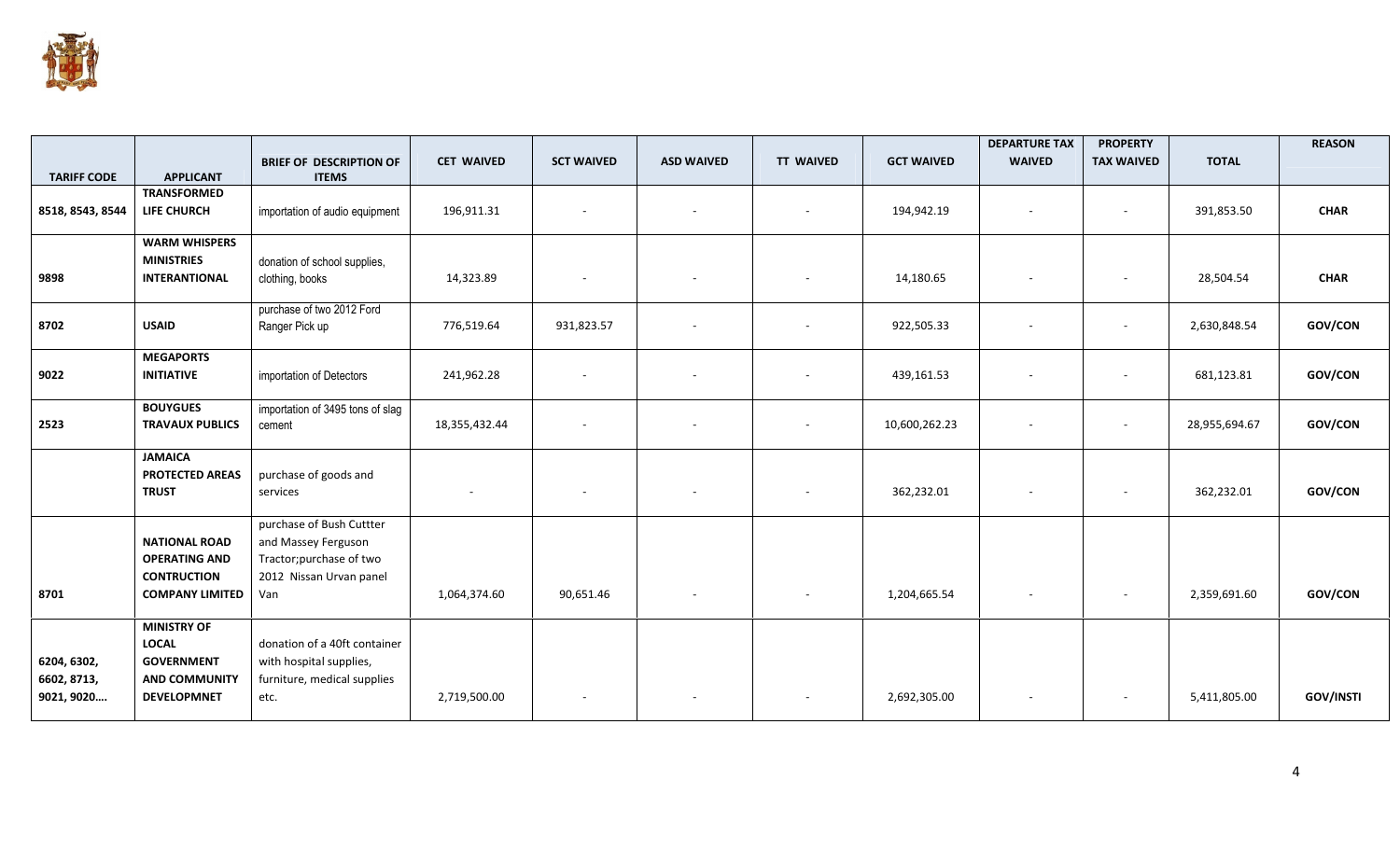| TARIFF CODE | APPLICANT | BRIEF OF DESCRIPTION OF ITEMS | CET WAIVED | SCT WAIVED | ASD WAIVED | TT WAIVED | GCT WAIVED | DEPARTURE TAX WAIVED | PROPERTY TAX WAIVED | TOTAL | REASON |
|---|---|---|---|---|---|---|---|---|---|---|---|
| 8518, 8543, 8544 | **TRANSFORMED LIFE CHURCH** | importation of audio equipment | 196,911.31 | - | - | - | 194,942.19 | - | - | 391,853.50 | **CHAR** |
| 9898 | **WARM WHISPERS MINISTRIES INTERANTIONAL** | donation of school supplies, clothing, books | 14,323.89 | - | - | - | 14,180.65 | - | - | 28,504.54 | **CHAR** |
| 8702 | **USAID** | purchase of two 2012 Ford Ranger Pick up | 776,519.64 | 931,823.57 | - | - | 922,505.33 | - | - | 2,630,848.54 | **GOV/CON** |
| 9022 | **MEGAPORTS INITIATIVE** | importation of Detectors | 241,962.28 | - | - | - | 439,161.53 | - | - | 681,123.81 | **GOV/CON** |
| 2523 | **BOUYGUES TRAVAUX PUBLICS** | importation of 3495 tons of slag cement | 18,355,432.44 | - | - | - | 10,600,262.23 | - | - | 28,955,694.67 | **GOV/CON** |
| | **JAMAICA PROTECTED AREAS TRUST** | purchase of goods and services | - | - | - | - | 362,232.01 | - | - | 362,232.01 | **GOV/CON** |
| 8701 | **NATIONAL ROAD OPERATING AND CONTRUCTION COMPANY LIMITED** | purchase of Bush Cuttter and Massey Ferguson Tractor;purchase of two 2012 Nissan Urvan panel Van | 1,064,374.60 | 90,651.46 | - | - | 1,204,665.54 | - | - | 2,359,691.60 | **GOV/CON** |
| 6204, 6302, 6602, 8713, 9021, 9020…. | **MINISTRY OF LOCAL GOVERNMENT AND COMMUNITY DEVELOPMNET** | donation of a 40ft container with hospital supplies, furniture, medical supplies etc. | 2,719,500.00 | - | - | - | 2,692,305.00 | - | - | 5,411,805.00 | **GOV/INSTI** |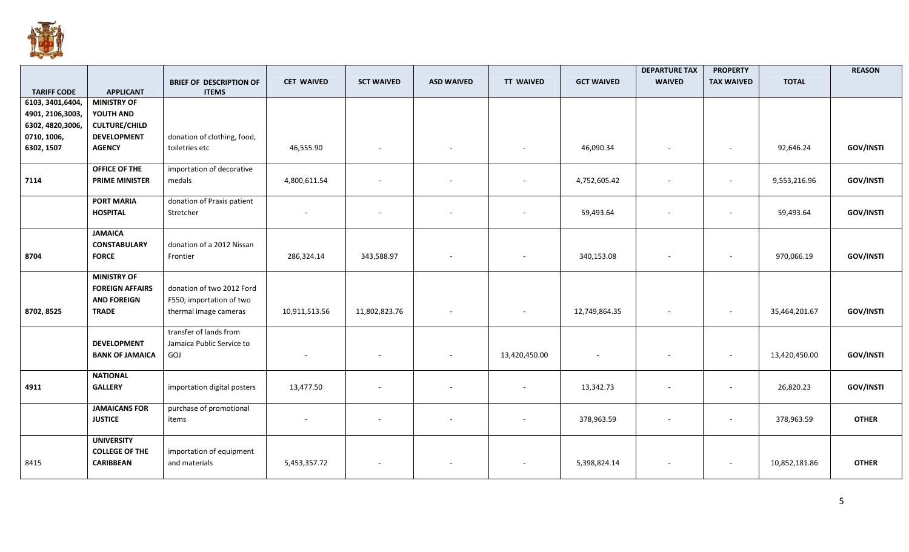| TARIFF CODE | APPLICANT | BRIEF OF DESCRIPTION OF ITEMS | CET WAIVED | SCT WAIVED | ASD WAIVED | TT WAIVED | GCT WAIVED | DEPARTURE TAX WAIVED | PROPERTY TAX WAIVED | TOTAL | REASON |
|---|---|---|---|---|---|---|---|---|---|---|---|
| 6103, 3401,6404, 4901, 2106,3003, 6302, 4820,3006, 0710, 1006, 6302, 1507 | **MINISTRY OF YOUTH AND CULTURE/CHILD DEVELOPMENT AGENCY** | donation of clothing, food, toiletries etc | 46,555.90 | - | - | - | 46,090.34 | - | - | 92,646.24 | **GOV/INSTI** |
| 7114 | **OFFICE OF THE PRIME MINISTER** | importation of decorative medals | 4,800,611.54 | - | - | - | 4,752,605.42 | - | - | 9,553,216.96 | **GOV/INSTI** |
| | **PORT MARIA HOSPITAL** | donation of Praxis patient Stretcher | - | - | - | - | 59,493.64 | - | - | 59,493.64 | **GOV/INSTI** |
| 8704 | **JAMAICA CONSTABULARY FORCE** | donation of a 2012 Nissan Frontier | 286,324.14 | 343,588.97 | - | - | 340,153.08 | - | - | 970,066.19 | **GOV/INSTI** |
| 8702, 8525 | **MINISTRY OF FOREIGN AFFAIRS AND FOREIGN TRADE** | donation of two 2012 Ford F550; importation of two thermal image cameras | 10,911,513.56 | 11,802,823.76 | - | - | 12,749,864.35 | - | - | 35,464,201.67 | **GOV/INSTI** |
| | **DEVELOPMENT BANK OF JAMAICA** | transfer of lands from Jamaica Public Service to GOJ | - | - | - | 13,420,450.00 | - | - | - | 13,420,450.00 | **GOV/INSTI** |
| 4911 | **NATIONAL GALLERY** | importation digital posters | 13,477.50 | - | - | - | 13,342.73 | - | - | 26,820.23 | **GOV/INSTI** |
| | **JAMAICANS FOR JUSTICE** | purchase of promotional items | - | - | - | - | 378,963.59 | - | - | 378,963.59 | **OTHER** |
| 8415 | **UNIVERSITY COLLEGE OF THE CARIBBEAN** | importation of equipment and materials | 5,453,357.72 | - | - | - | 5,398,824.14 | - | - | 10,852,181.86 | **OTHER** |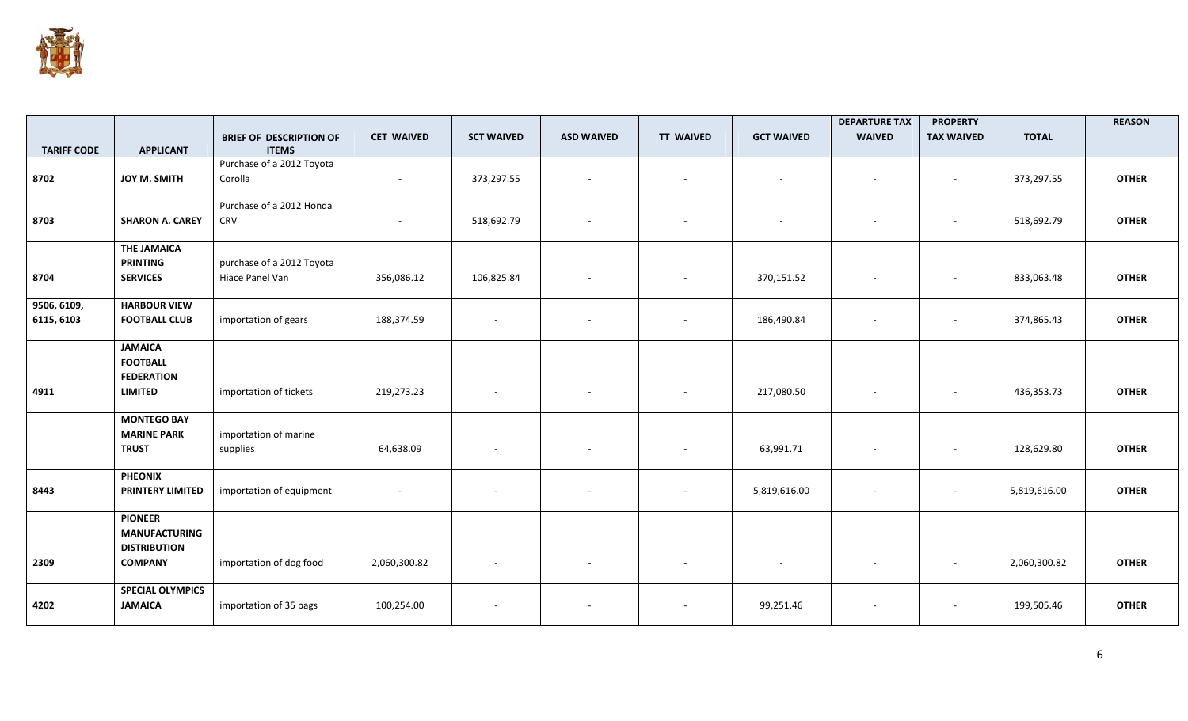| TARIFF CODE | APPLICANT | BRIEF OF DESCRIPTION OF ITEMS | CET WAIVED | SCT WAIVED | ASD WAIVED | TT WAIVED | GCT WAIVED | DEPARTURE TAX WAIVED | PROPERTY TAX WAIVED | TOTAL | REASON |
|---|---|---|---|---|---|---|---|---|---|---|---|
| 8702 | **JOY M. SMITH** | Purchase of a 2012 Toyota Corolla | - | 373,297.55 | - | - | - | - | - | 373,297.55 | **OTHER** |
| 8703 | **SHARON A. CAREY** | Purchase of a 2012 Honda CRV | - | 518,692.79 | - | - | - | - | - | 518,692.79 | **OTHER** |
| 8704 | **THE JAMAICA PRINTING SERVICES** | purchase of a 2012 Toyota Hiace Panel Van | 356,086.12 | 106,825.84 | - | - | 370,151.52 | - | - | 833,063.48 | **OTHER** |
| 9506, 6109, 6115, 6103 | **HARBOUR VIEW FOOTBALL CLUB** | importation of gears | 188,374.59 | - | - | - | 186,490.84 | - | - | 374,865.43 | **OTHER** |
| 4911 | **JAMAICA FOOTBALL FEDERATION LIMITED** | importation of tickets | 219,273.23 | - | - | - | 217,080.50 | - | - | 436,353.73 | **OTHER** |
| | **MONTEGO BAY MARINE PARK TRUST** | importation of marine supplies | 64,638.09 | - | - | - | 63,991.71 | - | - | 128,629.80 | **OTHER** |
| 8443 | **PHEONIX PRINTERY LIMITED** | importation of equipment | - | - | - | - | 5,819,616.00 | - | - | 5,819,616.00 | **OTHER** |
| 2309 | **PIONEER MANUFACTURING DISTRIBUTION COMPANY** | importation of dog food | 2,060,300.82 | - | - | - | - | - | - | 2,060,300.82 | **OTHER** |
| 4202 | **SPECIAL OLYMPICS JAMAICA** | importation of 35 bags | 100,254.00 | - | - | - | 99,251.46 | - | - | 199,505.46 | **OTHER** |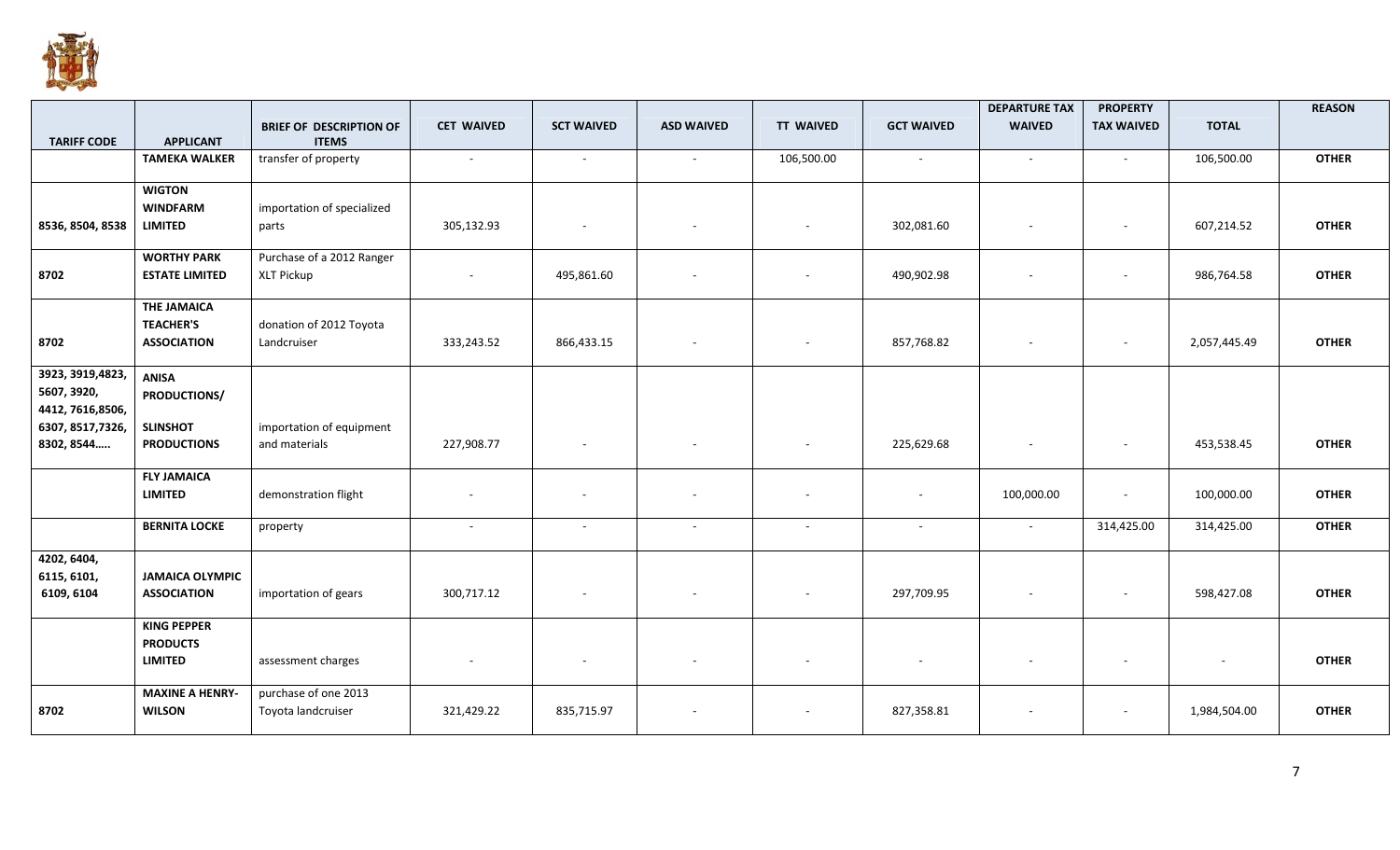| TARIFF CODE | APPLICANT | BRIEF OF DESCRIPTION OF ITEMS | CET WAIVED | SCT WAIVED | ASD WAIVED | TT WAIVED | GCT WAIVED | DEPARTURE TAX WAIVED | PROPERTY TAX WAIVED | TOTAL | REASON |
|---|---|---|---|---|---|---|---|---|---|---|---|
| | TAMEKA WALKER | transfer of property | - | - | - | 106,500.00 | - | - | - | 106,500.00 | OTHER |
| 8536, 8504, 8538 | WIGTON WINDFARM LIMITED | importation of specialized parts | 305,132.93 | - | - | - | 302,081.60 | - | - | 607,214.52 | OTHER |
| 8702 | WORTHY PARK ESTATE LIMITED | Purchase of a 2012 Ranger XLT Pickup | - | 495,861.60 | - | - | 490,902.98 | - | - | 986,764.58 | OTHER |
| 8702 | THE JAMAICA TEACHER'S ASSOCIATION | donation of 2012 Toyota Landcruiser | 333,243.52 | 866,433.15 | - | - | 857,768.82 | - | - | 2,057,445.49 | OTHER |
| 3923, 3919,4823, 5607, 3920, 4412, 7616,8506, 6307, 8517,7326, 8302, 8544….. | ANISA PRODUCTIONS/ SLINSHOT PRODUCTIONS | importation of equipment and materials | 227,908.77 | - | - | - | 225,629.68 | - | - | 453,538.45 | OTHER |
| | FLY JAMAICA LIMITED | demonstration flight | - | - | - | - | - | 100,000.00 | - | 100,000.00 | OTHER |
| | BERNITA LOCKE | property | - | - | - | - | - | - | 314,425.00 | 314,425.00 | OTHER |
| 4202, 6404, 6115, 6101, 6109, 6104 | JAMAICA OLYMPIC ASSOCIATION | importation of gears | 300,717.12 | - | - | - | 297,709.95 | - | - | 598,427.08 | OTHER |
| | KING PEPPER PRODUCTS LIMITED | assessment charges | - | - | - | - | - | - | - | - | OTHER |
| 8702 | MAXINE A HENRY-WILSON | purchase of one 2013 Toyota landcruiser | 321,429.22 | 835,715.97 | - | - | 827,358.81 | - | - | 1,984,504.00 | OTHER |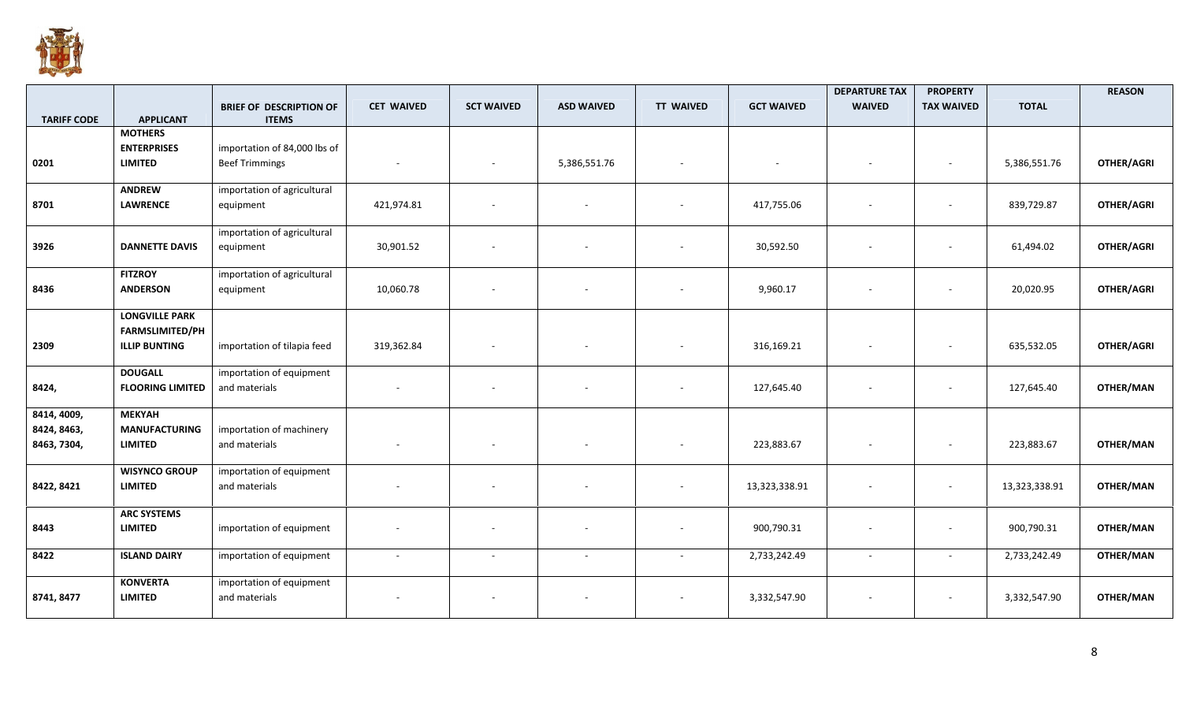| TARIFF CODE | APPLICANT | BRIEF OF DESCRIPTION OF ITEMS | CET WAIVED | SCT WAIVED | ASD WAIVED | TT WAIVED | GCT WAIVED | DEPARTURE TAX WAIVED | PROPERTY TAX WAIVED | TOTAL | REASON |
|---|---|---|---|---|---|---|---|---|---|---|---|
| 0201 | MOTHERS ENTERPRISES LIMITED | importation of 84,000 lbs of Beef Trimmings | - | - | 5,386,551.76 | - | - | - | - | 5,386,551.76 | OTHER/AGRI |
| 8701 | ANDREW LAWRENCE | importation of agricultural equipment | 421,974.81 | - | - | - | 417,755.06 | - | - | 839,729.87 | OTHER/AGRI |
| 3926 | DANNETTE DAVIS | importation of agricultural equipment | 30,901.52 | - | - | - | 30,592.50 | - | - | 61,494.02 | OTHER/AGRI |
| 8436 | FITZROY ANDERSON | importation of agricultural equipment | 10,060.78 | - | - | - | 9,960.17 | - | - | 20,020.95 | OTHER/AGRI |
| 2309 | LONGVILLE PARK FARMSLIMITED/PHILLIP BUNTING | importation of tilapia feed | 319,362.84 | - | - | - | 316,169.21 | - | - | 635,532.05 | OTHER/AGRI |
| 8424, | DOUGALL FLOORING LIMITED | importation of equipment and materials | - | - | - | - | 127,645.40 | - | - | 127,645.40 | OTHER/MAN |
| 8414, 4009, 8424, 8463, 8463, 7304, | MEKYAH MANUFACTURING LIMITED | importation of machinery and materials | - | - | - | - | 223,883.67 | - | - | 223,883.67 | OTHER/MAN |
| 8422, 8421 | WISYNCO GROUP LIMITED | importation of equipment and materials | - | - | - | - | 13,323,338.91 | - | - | 13,323,338.91 | OTHER/MAN |
| 8443 | ARC SYSTEMS LIMITED | importation of equipment | - | - | - | - | 900,790.31 | - | - | 900,790.31 | OTHER/MAN |
| 8422 | ISLAND DAIRY | importation of equipment | - | - | - | - | 2,733,242.49 | - | - | 2,733,242.49 | OTHER/MAN |
| 8741, 8477 | KONVERTA LIMITED | importation of equipment and materials | - | - | - | - | 3,332,547.90 | - | - | 3,332,547.90 | OTHER/MAN |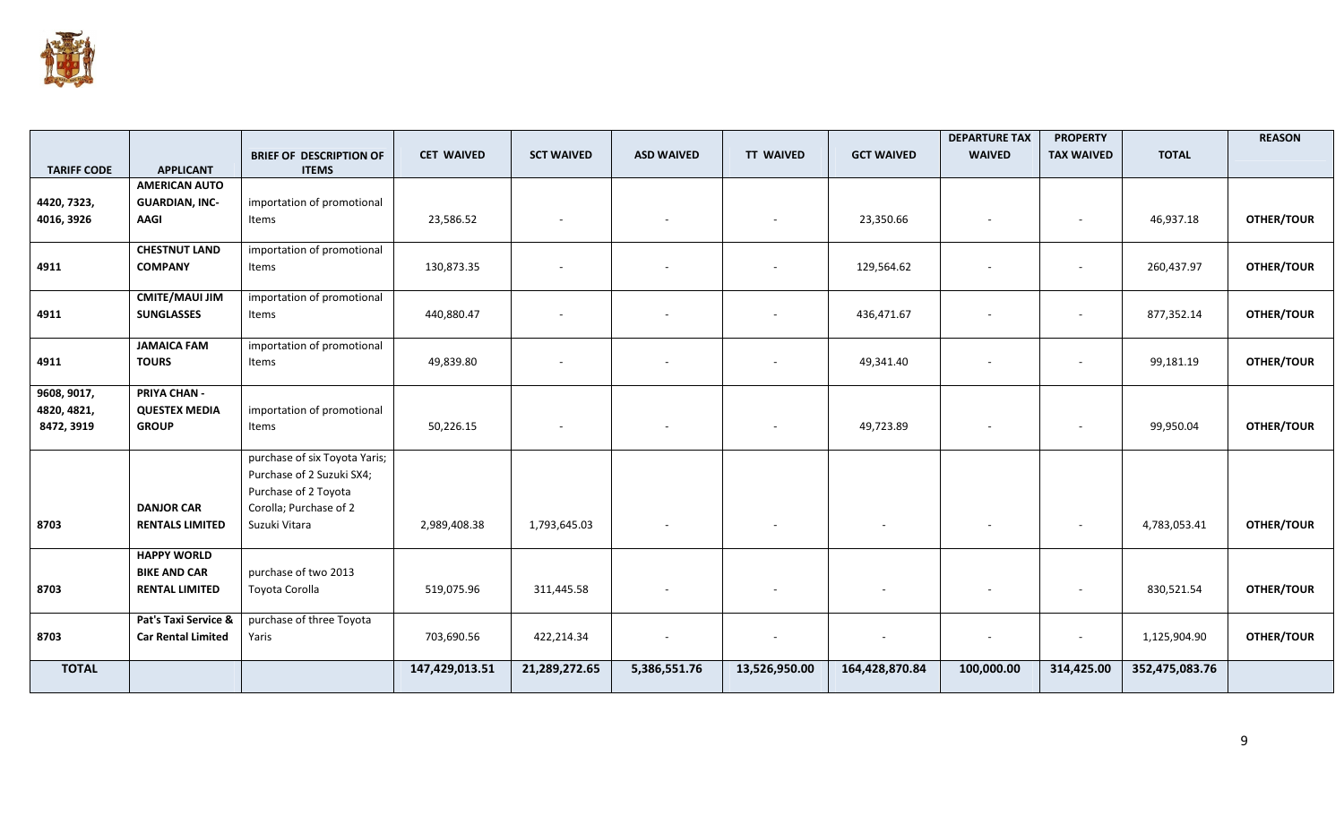| TARIFF CODE | APPLICANT | BRIEF OF DESCRIPTION OF ITEMS | CET WAIVED | SCT WAIVED | ASD WAIVED | TT WAIVED | GCT WAIVED | DEPARTURE TAX WAIVED | PROPERTY TAX WAIVED | TOTAL | REASON |
|---|---|---|---|---|---|---|---|---|---|---|---|
| 4420, 7323, 4016, 3926 | **AMERICAN AUTO GUARDIAN, INC-AAGI** | importation of promotional Items | 23,586.52 | - | - | - | 23,350.66 | - | - | 46,937.18 | **OTHER/TOUR** |
| 4911 | **CHESTNUT LAND COMPANY** | importation of promotional Items | 130,873.35 | - | - | - | 129,564.62 | - | - | 260,437.97 | **OTHER/TOUR** |
| 4911 | **CMITE/MAUI JIM SUNGLASSES** | importation of promotional Items | 440,880.47 | - | - | - | 436,471.67 | - | - | 877,352.14 | **OTHER/TOUR** |
| 4911 | **JAMAICA FAM TOURS** | importation of promotional Items | 49,839.80 | - | - | - | 49,341.40 | - | - | 99,181.19 | **OTHER/TOUR** |
| 9608, 9017, 4820, 4821, 8472, 3919 | **PRIYA CHAN - QUESTEX MEDIA GROUP** | importation of promotional Items | 50,226.15 | - | - | - | 49,723.89 | - | - | 99,950.04 | **OTHER/TOUR** |
| 8703 | **DANJOR CAR RENTALS LIMITED** | purchase of six Toyota Yaris; Purchase of 2 Suzuki SX4; Purchase of 2 Toyota Corolla; Purchase of 2 Suzuki Vitara | 2,989,408.38 | 1,793,645.03 | - | - | - | - | - | 4,783,053.41 | **OTHER/TOUR** |
| 8703 | **HAPPY WORLD BIKE AND CAR RENTAL LIMITED** | purchase of two 2013 Toyota Corolla | 519,075.96 | 311,445.58 | - | - | - | - | - | 830,521.54 | **OTHER/TOUR** |
| 8703 | **Pat's Taxi Service & Car Rental Limited** | purchase of three Toyota Yaris | 703,690.56 | 422,214.34 | - | - | - | - | - | 1,125,904.90 | **OTHER/TOUR** |
| **TOTAL** | | | **147,429,013.51** | **21,289,272.65** | **5,386,551.76** | **13,526,950.00** | **164,428,870.84** | **100,000.00** | **314,425.00** | **352,475,083.76** | |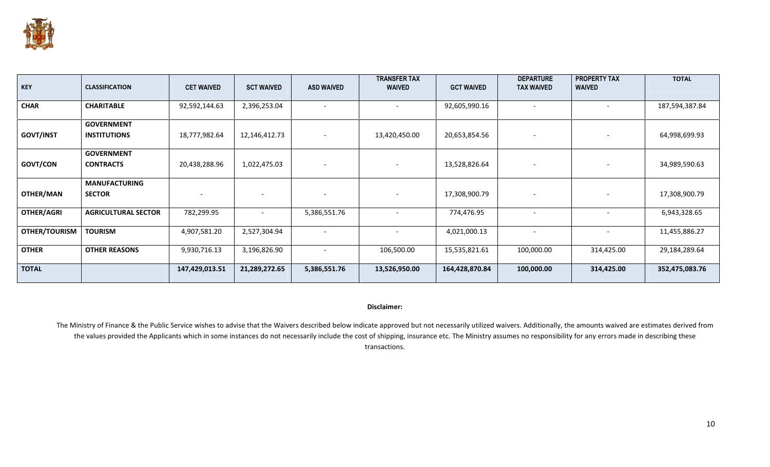| KEY | CLASSIFICATION | CET WAIVED | SCT WAIVED | ASD WAIVED | TRANSFER TAX WAIVED | GCT WAIVED | DEPARTURE TAX WAIVED | PROPERTY TAX WAIVED | TOTAL |
|---|---|---|---|---|---|---|---|---|---|
| **CHAR** | **CHARITABLE** | 92,592,144.63 | 2,396,253.04 | - | - | 92,605,990.16 | - | - | 187,594,387.84 |
| **GOVT/INST** | **GOVERNMENT INSTITUTIONS** | 18,777,982.64 | 12,146,412.73 | - | 13,420,450.00 | 20,653,854.56 | - | - | 64,998,699.93 |
| **GOVT/CON** | **GOVERNMENT CONTRACTS** | 20,438,288.96 | 1,022,475.03 | - | - | 13,528,826.64 | - | - | 34,989,590.63 |
| **OTHER/MAN** | **MANUFACTURING SECTOR** | - | - | - | - | 17,308,900.79 | - | - | 17,308,900.79 |
| **OTHER/AGRI** | **AGRICULTURAL SECTOR** | 782,299.95 | - | 5,386,551.76 | - | 774,476.95 | - | - | 6,943,328.65 |
| **OTHER/TOURISM** | **TOURISM** | 4,907,581.20 | 2,527,304.94 | - | - | 4,021,000.13 | - | - | 11,455,886.27 |
| **OTHER** | **OTHER REASONS** | 9,930,716.13 | 3,196,826.90 | - | 106,500.00 | 15,535,821.61 | 100,000.00 | 314,425.00 | 29,184,289.64 |
| **TOTAL** | | **147,429,013.51** | **21,289,272.65** | **5,386,551.76** | **13,526,950.00** | **164,428,870.84** | **100,000.00** | **314,425.00** | **352,475,083.76** |

**Disclaimer:**

The Ministry of Finance & the Public Service wishes to advise that the Waivers described below indicate approved but not necessarily utilized waivers. Additionally, the amounts waived are estimates derived from the values provided the Applicants which in some instances do not necessarily include the cost of shipping, insurance etc. The Ministry assumes no responsibility for any errors made in describing these transactions.